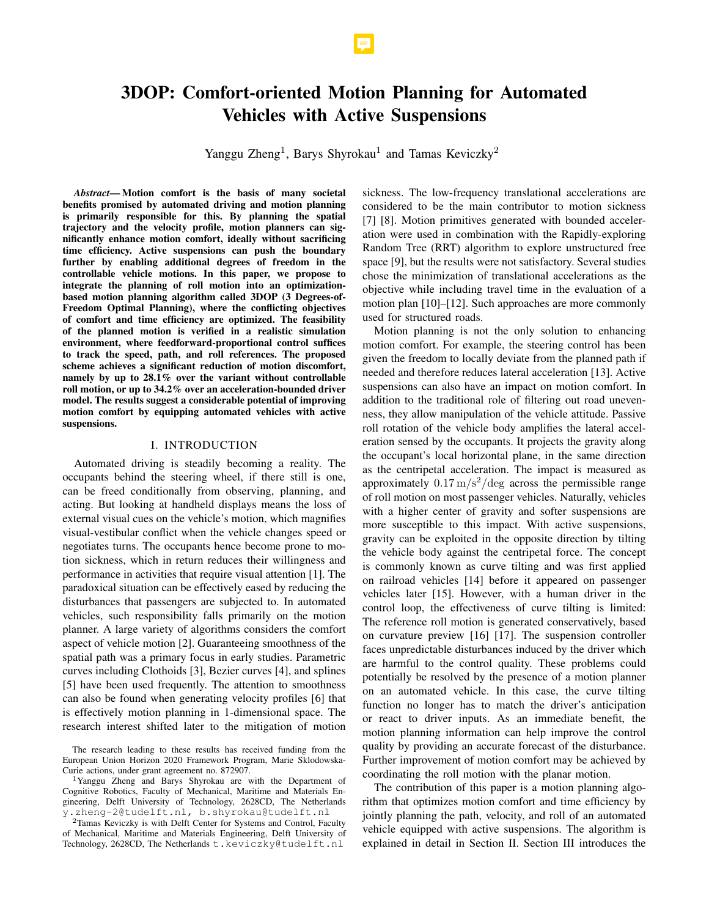# 3DOP: Comfort-oriented Motion Planning for Automated Vehicles with Active Suspensions

Yanggu Zheng[1], Barys Shyrokau[1] and Tamas Keviczky[2]

***Abstract*— Motion comfort is the basis of many societal benefits promised by automated driving and motion planning is primarily responsible for this. By planning the spatial trajectory and the velocity profile, motion planners can significantly enhance motion comfort, ideally without sacrificing time efficiency. Active suspensions can push the boundary further by enabling additional degrees of freedom in the controllable vehicle motions. In this paper, we propose to integrate the planning of roll motion into an optimization-based motion planning algorithm called 3DOP (3 Degrees-of-Freedom Optimal Planning), where the conflicting objectives of comfort and time efficiency are optimized. The feasibility of the planned motion is verified in a realistic simulation environment, where feedforward-proportional control suffices to track the speed, path, and roll references. The proposed scheme achieves a significant reduction of motion discomfort, namely by up to 28.1% over the variant without controllable roll motion, or up to 34.2% over an acceleration-bounded driver model. The results suggest a considerable potential of improving motion comfort by equipping automated vehicles with active suspensions.**

## I. INTRODUCTION

Automated driving is steadily becoming a reality. The occupants behind the steering wheel, if there still is one, can be freed conditionally from observing, planning, and acting. But looking at handheld displays means the loss of external visual cues on the vehicle's motion, which magnifies visual-vestibular conflict when the vehicle changes speed or negotiates turns. The occupants hence become prone to motion sickness, which in return reduces their willingness and performance in activities that require visual attention [1]. The paradoxical situation can be effectively eased by reducing the disturbances that passengers are subjected to. In automated vehicles, such responsibility falls primarily on the motion planner. A large variety of algorithms considers the comfort aspect of vehicle motion [2]. Guaranteeing smoothness of the spatial path was a primary focus in early studies. Parametric curves including Clothoids [3], Bezier curves [4], and splines [5] have been used frequently. The attention to smoothness can also be found when generating velocity profiles [6] that is effectively motion planning in 1-dimensional space. The research interest shifted later to the mitigation of motion sickness. The low-frequency translational accelerations are considered to be the main contributor to motion sickness [7] [8]. Motion primitives generated with bounded acceleration were used in combination with the Rapidly-exploring Random Tree (RRT) algorithm to explore unstructured free space [9], but the results were not satisfactory. Several studies chose the minimization of translational accelerations as the objective while including travel time in the evaluation of a motion plan [10]–[12]. Such approaches are more commonly used for structured roads.

Motion planning is not the only solution to enhancing motion comfort. For example, the steering control has been given the freedom to locally deviate from the planned path if needed and therefore reduces lateral acceleration [13]. Active suspensions can also have an impact on motion comfort. In addition to the traditional role of filtering out road unevenness, they allow manipulation of the vehicle attitude. Passive roll rotation of the vehicle body amplifies the lateral acceleration sensed by the occupants. It projects the gravity along the occupant's local horizontal plane, in the same direction as the centripetal acceleration. The impact is measured as approximately $0.17\,\mathrm{m/s^2/deg}$ across the permissible range of roll motion on most passenger vehicles. Naturally, vehicles with a higher center of gravity and softer suspensions are more susceptible to this impact. With active suspensions, gravity can be exploited in the opposite direction by tilting the vehicle body against the centripetal force. The concept is commonly known as curve tilting and was first applied on railroad vehicles [14] before it appeared on passenger vehicles later [15]. However, with a human driver in the control loop, the effectiveness of curve tilting is limited: The reference roll motion is generated conservatively, based on curvature preview [16] [17]. The suspension controller faces unpredictable disturbances induced by the driver which are harmful to the control quality. These problems could potentially be resolved by the presence of a motion planner on an automated vehicle. In this case, the curve tilting function no longer has to match the driver's anticipation or react to driver inputs. As an immediate benefit, the motion planning information can help improve the control quality by providing an accurate forecast of the disturbance. Further improvement of motion comfort may be achieved by coordinating the roll motion with the planar motion.

The contribution of this paper is a motion planning algorithm that optimizes motion comfort and time efficiency by jointly planning the path, velocity, and roll of an automated vehicle equipped with active suspensions. The algorithm is explained in detail in Section II. Section III introduces the

---

The research leading to these results has received funding from the European Union Horizon 2020 Framework Program, Marie Sklodowska-Curie actions, under grant agreement no. 872907.

[1]Yanggu Zheng and Barys Shyrokau are with the Department of Cognitive Robotics, Faculty of Mechanical, Maritime and Materials Engineering, Delft University of Technology, 2628CD, The Netherlands y.zheng-2@tudelft.nl, b.shyrokau@tudelft.nl

[2]Tamas Keviczky is with Delft Center for Systems and Control, Faculty of Mechanical, Maritime and Materials Engineering, Delft University of Technology, 2628CD, The Netherlands t.keviczky@tudelft.nl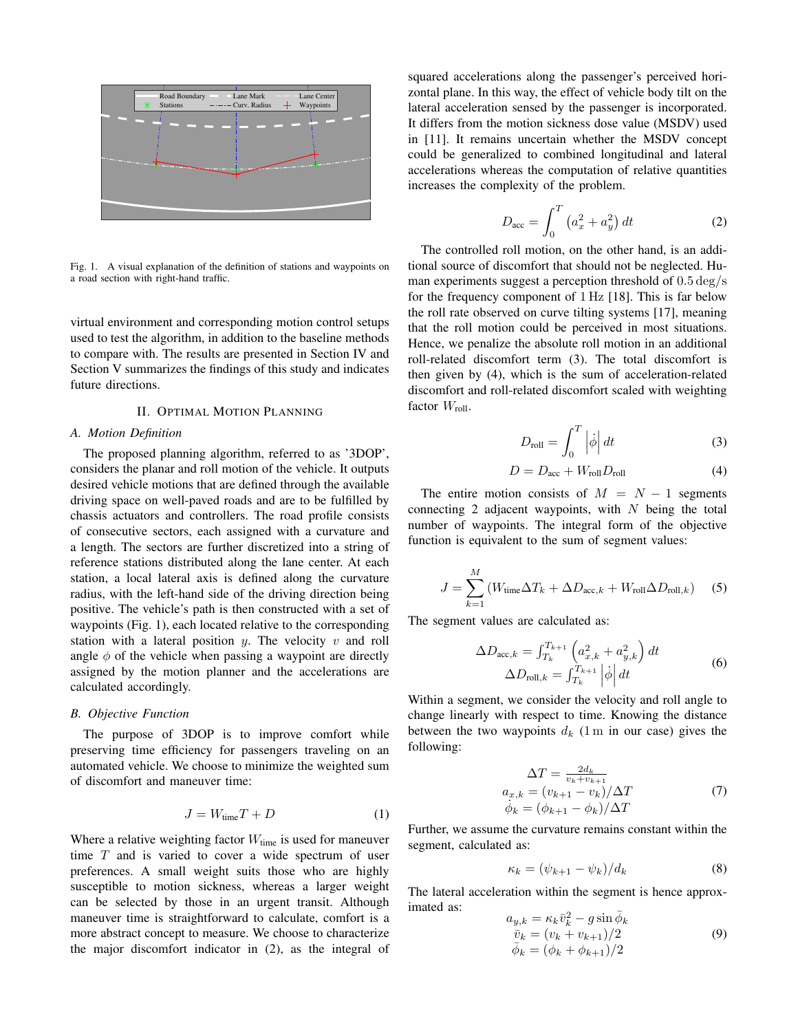Fig. 1. A visual explanation of the definition of stations and waypoints on a road section with right-hand traffic.

virtual environment and corresponding motion control setups used to test the algorithm, in addition to the baseline methods to compare with. The results are presented in Section IV and Section V summarizes the findings of this study and indicates future directions.

## II. Optimal Motion Planning

### A. Motion Definition

The proposed planning algorithm, referred to as '3DOP', considers the planar and roll motion of the vehicle. It outputs desired vehicle motions that are defined through the available driving space on well-paved roads and are to be fulfilled by chassis actuators and controllers. The road profile consists of consecutive sectors, each assigned with a curvature and a length. The sectors are further discretized into a string of reference stations distributed along the lane center. At each station, a local lateral axis is defined along the curvature radius, with the left-hand side of the driving direction being positive. The vehicle's path is then constructed with a set of waypoints (Fig. 1), each located relative to the corresponding station with a lateral position $y$. The velocity $v$ and roll angle $\phi$ of the vehicle when passing a waypoint are directly assigned by the motion planner and the accelerations are calculated accordingly.

### B. Objective Function

The purpose of 3DOP is to improve comfort while preserving time efficiency for passengers traveling on an automated vehicle. We choose to minimize the weighted sum of discomfort and maneuver time:

$$J = W_{\text{time}} T + D \tag{1}$$

Where a relative weighting factor $W_{\text{time}}$ is used for maneuver time $T$ and is varied to cover a wide spectrum of user preferences. A small weight suits those who are highly susceptible to motion sickness, whereas a larger weight can be selected by those in an urgent transit. Although maneuver time is straightforward to calculate, comfort is a more abstract concept to measure. We choose to characterize the major discomfort indicator in (2), as the integral of squared accelerations along the passenger's perceived horizontal plane. In this way, the effect of vehicle body tilt on the lateral acceleration sensed by the passenger is incorporated. It differs from the motion sickness dose value (MSDV) used in [11]. It remains uncertain whether the MSDV concept could be generalized to combined longitudinal and lateral accelerations whereas the computation of relative quantities increases the complexity of the problem.

$$D_{\text{acc}} = \int_0^T \left(a_x^2 + a_y^2\right) dt \tag{2}$$

The controlled roll motion, on the other hand, is an additional source of discomfort that should not be neglected. Human experiments suggest a perception threshold of $0.5\,\text{deg/s}$ for the frequency component of $1\,\text{Hz}$ [18]. This is far below the roll rate observed on curve tilting systems [17], meaning that the roll motion could be perceived in most situations. Hence, we penalize the absolute roll motion in an additional roll-related discomfort term (3). The total discomfort is then given by (4), which is the sum of acceleration-related discomfort and roll-related discomfort scaled with weighting factor $W_{\text{roll}}$.

$$D_{\text{roll}} = \int_0^T \left|\dot{\phi}\right| dt \tag{3}$$

$$D = D_{\text{acc}} + W_{\text{roll}} D_{\text{roll}} \tag{4}$$

The entire motion consists of $M = N - 1$ segments connecting 2 adjacent waypoints, with $N$ being the total number of waypoints. The integral form of the objective function is equivalent to the sum of segment values:

$$J = \sum_{k=1}^{M} \left(W_{\text{time}} \Delta T_k + \Delta D_{\text{acc},k} + W_{\text{roll}} \Delta D_{\text{roll},k}\right) \tag{5}$$

The segment values are calculated as:

$$\begin{aligned} \Delta D_{\text{acc},k} &= \textstyle\int_{T_k}^{T_{k+1}} \left(a_{x,k}^2 + a_{y,k}^2\right) dt \\ \Delta D_{\text{roll},k} &= \textstyle\int_{T_k}^{T_{k+1}} \left|\dot{\phi}\right| dt \end{aligned} \tag{6}$$

Within a segment, we consider the velocity and roll angle to change linearly with respect to time. Knowing the distance between the two waypoints $d_k$ ($1\,\text{m}$ in our case) gives the following:

$$\begin{aligned} \Delta T &= \tfrac{2d_k}{v_k + v_{k+1}} \\ a_{x,k} &= (v_{k+1} - v_k)/\Delta T \\ \dot{\phi}_k &= (\phi_{k+1} - \phi_k)/\Delta T \end{aligned} \tag{7}$$

Further, we assume the curvature remains constant within the segment, calculated as:

$$\kappa_k = (\psi_{k+1} - \psi_k)/d_k \tag{8}$$

The lateral acceleration within the segment is hence approximated as:

$$\begin{aligned} a_{y,k} &= \kappa_k \bar{v}_k^2 - g \sin \bar{\phi}_k \\ \bar{v}_k &= (v_k + v_{k+1})/2 \\ \bar{\phi}_k &= (\phi_k + \phi_{k+1})/2 \end{aligned} \tag{9}$$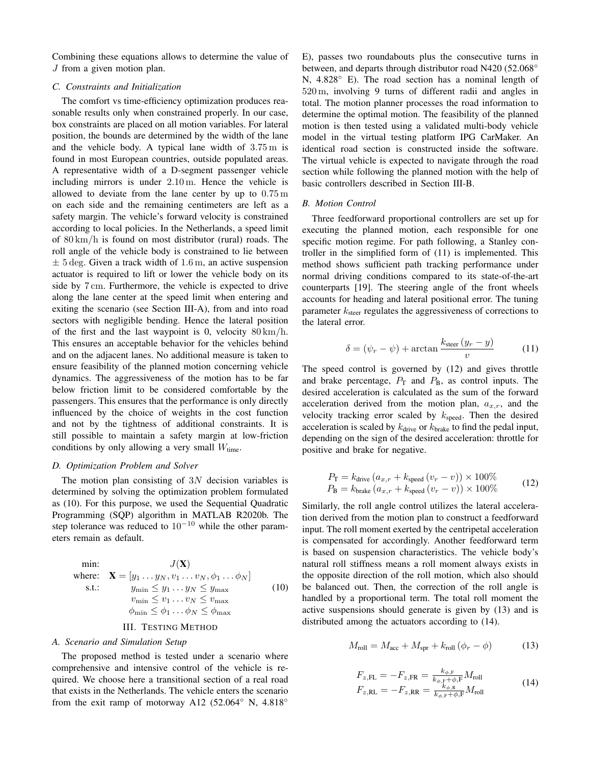Combining these equations allows to determine the value of $J$ from a given motion plan.

### C. Constraints and Initialization

The comfort vs time-efficiency optimization produces reasonable results only when constrained properly. In our case, box constraints are placed on all motion variables. For lateral position, the bounds are determined by the width of the lane and the vehicle body. A typical lane width of $3.75\,\mathrm{m}$ is found in most European countries, outside populated areas. A representative width of a D-segment passenger vehicle including mirrors is under $2.10\,\mathrm{m}$. Hence the vehicle is allowed to deviate from the lane center by up to $0.75\,\mathrm{m}$ on each side and the remaining centimeters are left as a safety margin. The vehicle's forward velocity is constrained according to local policies. In the Netherlands, a speed limit of $80\,\mathrm{km/h}$ is found on most distributor (rural) roads. The roll angle of the vehicle body is constrained to lie between $\pm\,5\,\mathrm{deg}$. Given a track width of $1.6\,\mathrm{m}$, an active suspension actuator is required to lift or lower the vehicle body on its side by $7\,\mathrm{cm}$. Furthermore, the vehicle is expected to drive along the lane center at the speed limit when entering and exiting the scenario (see Section III-A), from and into road sectors with negligible bending. Hence the lateral position of the first and the last waypoint is 0, velocity $80\,\mathrm{km/h}$. This ensures an acceptable behavior for the vehicles behind and on the adjacent lanes. No additional measure is taken to ensure feasibility of the planned motion concerning vehicle dynamics. The aggressiveness of the motion has to be far below friction limit to be considered comfortable by the passengers. This ensures that the performance is only directly influenced by the choice of weights in the cost function and not by the tightness of additional constraints. It is still possible to maintain a safety margin at low-friction conditions by only allowing a very small $W_{\text{time}}$.

### D. Optimization Problem and Solver

The motion plan consisting of $3N$ decision variables is determined by solving the optimization problem formulated as (10). For this purpose, we used the Sequential Quadratic Programming (SQP) algorithm in MATLAB R2020b. The step tolerance was reduced to $10^{-10}$ while the other parameters remain as default.

$$
\begin{aligned}
\text{min:} \quad & J(\mathbf{X}) \\
\text{where:} \quad & \mathbf{X} = [y_1 \dots y_N, v_1 \dots v_N, \phi_1 \dots \phi_N] \\
\text{s.t.:} \quad & y_{\min} \leq y_1 \dots y_N \leq y_{\max} \\
& v_{\min} \leq v_1 \dots v_N \leq v_{\max} \\
& \phi_{\min} \leq \phi_1 \dots \phi_N \leq \phi_{\max}
\end{aligned} \tag{10}
$$

## III. Testing Method

### A. Scenario and Simulation Setup

The proposed method is tested under a scenario where comprehensive and intensive control of the vehicle is required. We choose here a transitional section of a real road that exists in the Netherlands. The vehicle enters the scenario from the exit ramp of motorway A12 (52.064° N, 4.818° E), passes two roundabouts plus the consecutive turns in between, and departs through distributor road N420 (52.068° N, 4.828° E). The road section has a nominal length of $520\,\mathrm{m}$, involving 9 turns of different radii and angles in total. The motion planner processes the road information to determine the optimal motion. The feasibility of the planned motion is then tested using a validated multi-body vehicle model in the virtual testing platform IPG CarMaker. An identical road section is constructed inside the software. The virtual vehicle is expected to navigate through the road section while following the planned motion with the help of basic controllers described in Section III-B.

### B. Motion Control

Three feedforward proportional controllers are set up for executing the planned motion, each responsible for one specific motion regime. For path following, a Stanley controller in the simplified form of (11) is implemented. This method shows sufficient path tracking performance under normal driving conditions compared to its state-of-the-art counterparts [19]. The steering angle of the front wheels accounts for heading and lateral positional error. The tuning parameter $k_{\text{steer}}$ regulates the aggressiveness of corrections to the lateral error.

$$
\delta = (\psi_r - \psi) + \arctan \frac{k_{\text{steer}}\,(y_r - y)}{v} \tag{11}
$$

The speed control is governed by (12) and gives throttle and brake percentage, $P_{\text{T}}$ and $P_{\text{B}}$, as control inputs. The desired acceleration is calculated as the sum of the forward acceleration derived from the motion plan, $a_{x,r}$, and the velocity tracking error scaled by $k_{\text{speed}}$. Then the desired acceleration is scaled by $k_{\text{drive}}$ or $k_{\text{brake}}$ to find the pedal input, depending on the sign of the desired acceleration: throttle for positive and brake for negative.

$$
\begin{aligned}
P_{\text{T}} &= k_{\text{drive}}\,(a_{x,r} + k_{\text{speed}}\,(v_r - v)) \times 100\% \\
P_{\text{B}} &= k_{\text{brake}}\,(a_{x,r} + k_{\text{speed}}\,(v_r - v)) \times 100\%
\end{aligned} \tag{12}
$$

Similarly, the roll angle control utilizes the lateral acceleration derived from the motion plan to construct a feedforward input. The roll moment exerted by the centripetal acceleration is compensated for accordingly. Another feedforward term is based on suspension characteristics. The vehicle body's natural roll stiffness means a roll moment always exists in the opposite direction of the roll motion, which also should be balanced out. Then, the correction of the roll angle is handled by a proportional term. The total roll moment the active suspensions should generate is given by (13) and is distributed among the actuators according to (14).

$$
M_{\text{roll}} = M_{\text{acc}} + M_{\text{spr}} + k_{\text{roll}}\,(\phi_r - \phi) \tag{13}
$$

$$
\begin{aligned}
F_{z,\text{FL}} &= -F_{z,\text{FR}} = \tfrac{k_{\phi,\text{F}}}{k_{\phi,\text{F}} + \phi,\text{F}} M_{\text{roll}} \\
F_{z,\text{RL}} &= -F_{z,\text{RR}} = \tfrac{k_{\phi,\text{R}}}{k_{\phi,\text{F}} + \phi,\text{F}} M_{\text{roll}}
\end{aligned} \tag{14}
$$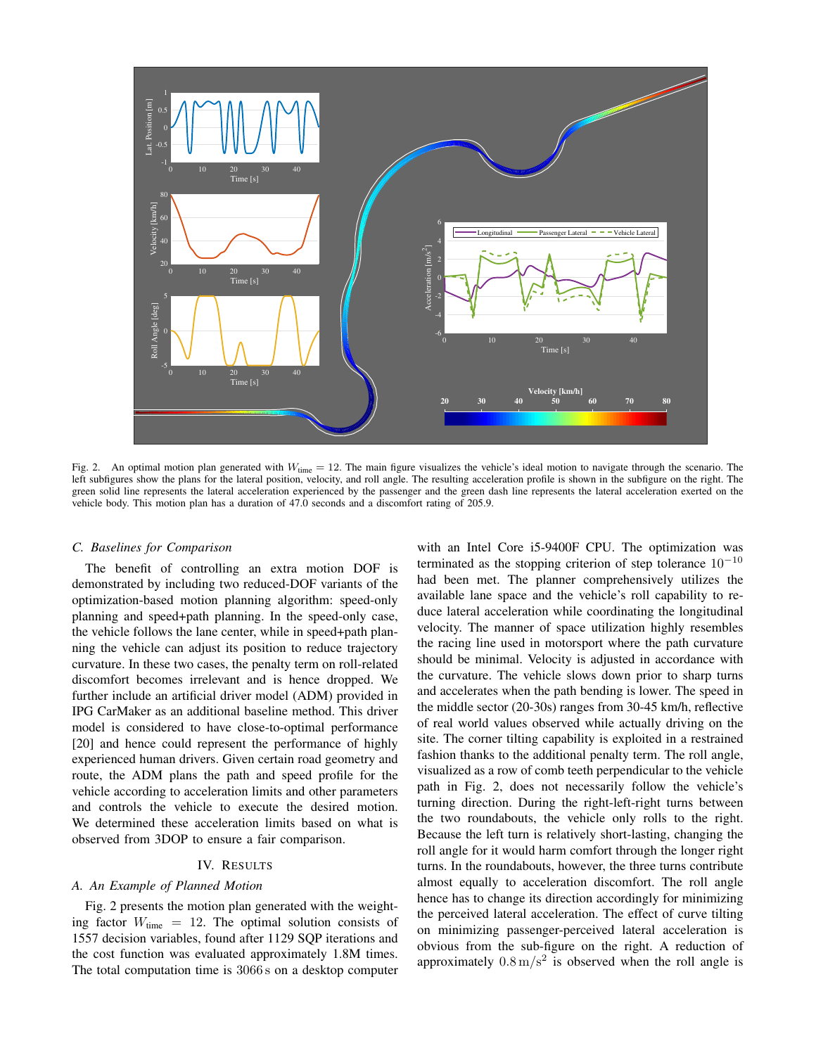Fig. 2. An optimal motion plan generated with $W_{\text{time}} = 12$. The main figure visualizes the vehicle's ideal motion to navigate through the scenario. The left subfigures show the plans for the lateral position, velocity, and roll angle. The resulting acceleration profile is shown in the subfigure on the right. The green solid line represents the lateral acceleration experienced by the passenger and the green dash line represents the lateral acceleration exerted on the vehicle body. This motion plan has a duration of 47.0 seconds and a discomfort rating of 205.9.

### C. Baselines for Comparison

The benefit of controlling an extra motion DOF is demonstrated by including two reduced-DOF variants of the optimization-based motion planning algorithm: speed-only planning and speed+path planning. In the speed-only case, the vehicle follows the lane center, while in speed+path planning the vehicle can adjust its position to reduce trajectory curvature. In these two cases, the penalty term on roll-related discomfort becomes irrelevant and is hence dropped. We further include an artificial driver model (ADM) provided in IPG CarMaker as an additional baseline method. This driver model is considered to have close-to-optimal performance [20] and hence could represent the performance of highly experienced human drivers. Given certain road geometry and route, the ADM plans the path and speed profile for the vehicle according to acceleration limits and other parameters and controls the vehicle to execute the desired motion. We determined these acceleration limits based on what is observed from 3DOP to ensure a fair comparison.

## IV. Results

### A. An Example of Planned Motion

Fig. 2 presents the motion plan generated with the weighting factor $W_{\text{time}} = 12$. The optimal solution consists of 1557 decision variables, found after 1129 SQP iterations and the cost function was evaluated approximately 1.8M times. The total computation time is $3066\,\text{s}$ on a desktop computer with an Intel Core i5-9400F CPU. The optimization was terminated as the stopping criterion of step tolerance $10^{-10}$ had been met. The planner comprehensively utilizes the available lane space and the vehicle's roll capability to reduce lateral acceleration while coordinating the longitudinal velocity. The manner of space utilization highly resembles the racing line used in motorsport where the path curvature should be minimal. Velocity is adjusted in accordance with the curvature. The vehicle slows down prior to sharp turns and accelerates when the path bending is lower. The speed in the middle sector (20-30s) ranges from 30-45 km/h, reflective of real world values observed while actually driving on the site. The corner tilting capability is exploited in a restrained fashion thanks to the additional penalty term. The roll angle, visualized as a row of comb teeth perpendicular to the vehicle path in Fig. 2, does not necessarily follow the vehicle's turning direction. During the right-left-right turns between the two roundabouts, the vehicle only rolls to the right. Because the left turn is relatively short-lasting, changing the roll angle for it would harm comfort through the longer right turns. In the roundabouts, however, the three turns contribute almost equally to acceleration discomfort. The roll angle hence has to change its direction accordingly for minimizing the perceived lateral acceleration. The effect of curve tilting on minimizing passenger-perceived lateral acceleration is obvious from the sub-figure on the right. A reduction of approximately $0.8\,\text{m/s}^2$ is observed when the roll angle is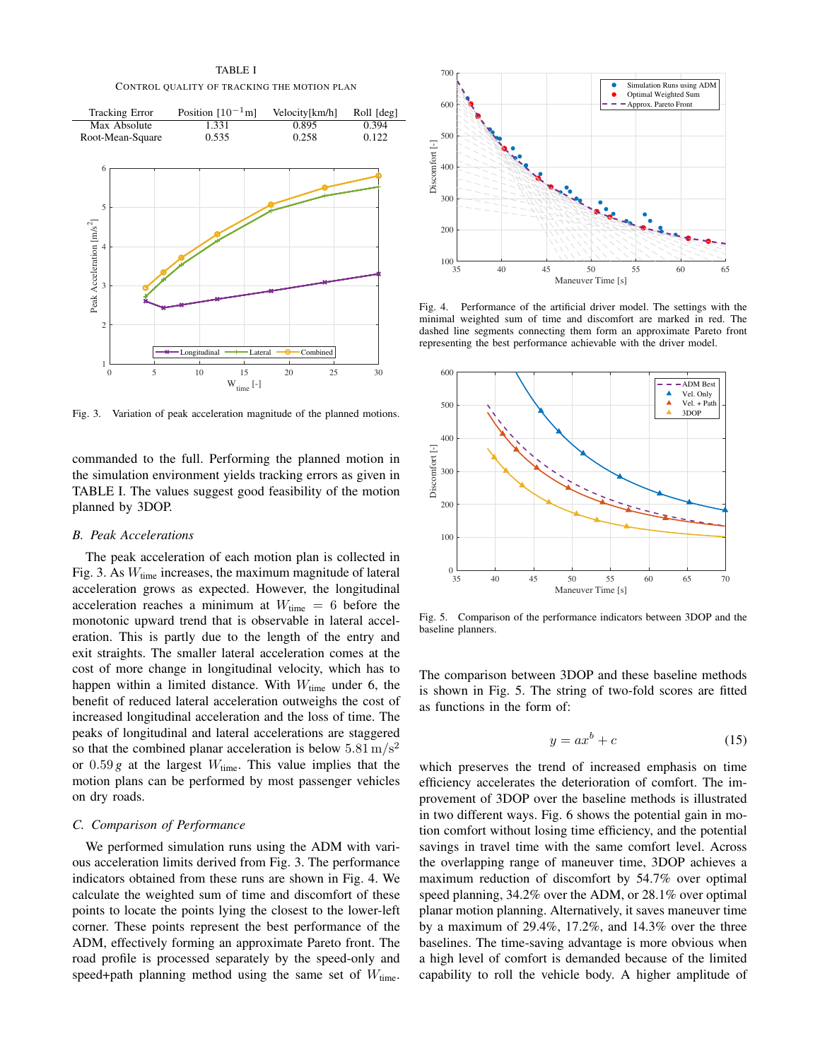TABLE I

CONTROL QUALITY OF TRACKING THE MOTION PLAN

| Tracking Error | Position [$10^{-1}$m] | Velocity[km/h] | Roll [deg] |
| --- | --- | --- | --- |
| Max Absolute | 1.331 | 0.895 | 0.394 |
| Root-Mean-Square | 0.535 | 0.258 | 0.122 |

Fig. 3. Variation of peak acceleration magnitude of the planned motions.

commanded to the full. Performing the planned motion in the simulation environment yields tracking errors as given in TABLE I. The values suggest good feasibility of the motion planned by 3DOP.

### B. Peak Accelerations

The peak acceleration of each motion plan is collected in Fig. 3. As $W_{\text{time}}$ increases, the maximum magnitude of lateral acceleration grows as expected. However, the longitudinal acceleration reaches a minimum at $W_{\text{time}} = 6$ before the monotonic upward trend that is observable in lateral acceleration. This is partly due to the length of the entry and exit straights. The smaller lateral acceleration comes at the cost of more change in longitudinal velocity, which has to happen within a limited distance. With $W_{\text{time}}$ under 6, the benefit of reduced lateral acceleration outweighs the cost of increased longitudinal acceleration and the loss of time. The peaks of longitudinal and lateral accelerations are staggered so that the combined planar acceleration is below $5.81\,\mathrm{m/s^2}$ or $0.59\,g$ at the largest $W_{\text{time}}$. This value implies that the motion plans can be performed by most passenger vehicles on dry roads.

### C. Comparison of Performance

We performed simulation runs using the ADM with various acceleration limits derived from Fig. 3. The performance indicators obtained from these runs are shown in Fig. 4. We calculate the weighted sum of time and discomfort of these points to locate the points lying the closest to the lower-left corner. These points represent the best performance of the ADM, effectively forming an approximate Pareto front. The road profile is processed separately by the speed-only and speed+path planning method using the same set of $W_{\text{time}}$.

Fig. 4. Performance of the artificial driver model. The settings with the minimal weighted sum of time and discomfort are marked in red. The dashed line segments connecting them form an approximate Pareto front representing the best performance achievable with the driver model.

Fig. 5. Comparison of the performance indicators between 3DOP and the baseline planners.

The comparison between 3DOP and these baseline methods is shown in Fig. 5. The string of two-fold scores are fitted as functions in the form of:

$$y = ax^b + c \tag{15}$$

which preserves the trend of increased emphasis on time efficiency accelerates the deterioration of comfort. The improvement of 3DOP over the baseline methods is illustrated in two different ways. Fig. 6 shows the potential gain in motion comfort without losing time efficiency, and the potential savings in travel time with the same comfort level. Across the overlapping range of maneuver time, 3DOP achieves a maximum reduction of discomfort by 54.7% over optimal speed planning, 34.2% over the ADM, or 28.1% over optimal planar motion planning. Alternatively, it saves maneuver time by a maximum of 29.4%, 17.2%, and 14.3% over the three baselines. The time-saving advantage is more obvious when a high level of comfort is demanded because of the limited capability to roll the vehicle body. A higher amplitude of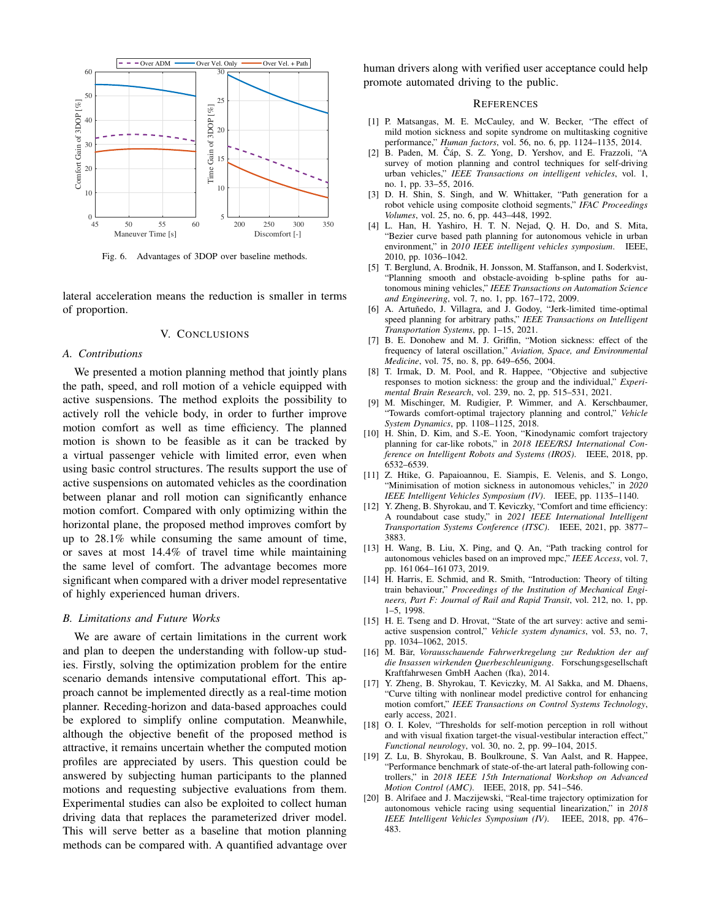Over ADM
Over Vel. Only
Over Vel. + Path

Comfort Gain of 3DOP [%]
60
50
40
30
20
10
0
45 50 55 60
Maneuver Time [s]

Time Gain of 3DOP [%]
30
25
20
15
10
5
200 250 300 350
Discomfort [-]

Fig. 6. Advantages of 3DOP over baseline methods.

lateral acceleration means the reduction is smaller in terms of proportion.

## V. Conclusions

### A. Contributions

We presented a motion planning method that jointly plans the path, speed, and roll motion of a vehicle equipped with active suspensions. The method exploits the possibility to actively roll the vehicle body, in order to further improve motion comfort as well as time efficiency. The planned motion is shown to be feasible as it can be tracked by a virtual passenger vehicle with limited error, even when using basic control structures. The results support the use of active suspensions on automated vehicles as the coordination between planar and roll motion can significantly enhance motion comfort. Compared with only optimizing within the horizontal plane, the proposed method improves comfort by up to 28.1% while consuming the same amount of time, or saves at most 14.4% of travel time while maintaining the same level of comfort. The advantage becomes more significant when compared with a driver model representative of highly experienced human drivers.

### B. Limitations and Future Works

We are aware of certain limitations in the current work and plan to deepen the understanding with follow-up studies. Firstly, solving the optimization problem for the entire scenario demands intensive computational effort. This approach cannot be implemented directly as a real-time motion planner. Receding-horizon and data-based approaches could be explored to simplify online computation. Meanwhile, although the objective benefit of the proposed method is attractive, it remains uncertain whether the computed motion profiles are appreciated by users. This question could be answered by subjecting human participants to the planned motions and requesting subjective evaluations from them. Experimental studies can also be exploited to collect human driving data that replaces the parameterized driver model. This will serve better as a baseline that motion planning methods can be compared with. A quantified advantage over human drivers along with verified user acceptance could help promote automated driving to the public.

## References

[1] P. Matsangas, M. E. McCauley, and W. Becker, "The effect of mild motion sickness and sopite syndrome on multitasking cognitive performance," *Human factors*, vol. 56, no. 6, pp. 1124–1135, 2014.

[2] B. Paden, M. Čáp, S. Z. Yong, D. Yershov, and E. Frazzoli, "A survey of motion planning and control techniques for self-driving urban vehicles," *IEEE Transactions on intelligent vehicles*, vol. 1, no. 1, pp. 33–55, 2016.

[3] D. H. Shin, S. Singh, and W. Whittaker, "Path generation for a robot vehicle using composite clothoid segments," *IFAC Proceedings Volumes*, vol. 25, no. 6, pp. 443–448, 1992.

[4] L. Han, H. Yashiro, H. T. N. Nejad, Q. H. Do, and S. Mita, "Bezier curve based path planning for autonomous vehicle in urban environment," in *2010 IEEE intelligent vehicles symposium*. IEEE, 2010, pp. 1036–1042.

[5] T. Berglund, A. Brodnik, H. Jonsson, M. Staffanson, and I. Soderkvist, "Planning smooth and obstacle-avoiding b-spline paths for autonomous mining vehicles," *IEEE Transactions on Automation Science and Engineering*, vol. 7, no. 1, pp. 167–172, 2009.

[6] A. Artuñedo, J. Villagra, and J. Godoy, "Jerk-limited time-optimal speed planning for arbitrary paths," *IEEE Transactions on Intelligent Transportation Systems*, pp. 1–15, 2021.

[7] B. E. Donohew and M. J. Griffin, "Motion sickness: effect of the frequency of lateral oscillation," *Aviation, Space, and Environmental Medicine*, vol. 75, no. 8, pp. 649–656, 2004.

[8] T. Irmak, D. M. Pool, and R. Happee, "Objective and subjective responses to motion sickness: the group and the individual," *Experimental Brain Research*, vol. 239, no. 2, pp. 515–531, 2021.

[9] M. Mischinger, M. Rudigier, P. Wimmer, and A. Kerschbaumer, "Towards comfort-optimal trajectory planning and control," *Vehicle System Dynamics*, pp. 1108–1125, 2018.

[10] H. Shin, D. Kim, and S.-E. Yoon, "Kinodynamic comfort trajectory planning for car-like robots," in *2018 IEEE/RSJ International Conference on Intelligent Robots and Systems (IROS)*. IEEE, 2018, pp. 6532–6539.

[11] Z. Htike, G. Papaioannou, E. Siampis, E. Velenis, and S. Longo, "Minimisation of motion sickness in autonomous vehicles," in *2020 IEEE Intelligent Vehicles Symposium (IV)*. IEEE, pp. 1135–1140.

[12] Y. Zheng, B. Shyrokau, and T. Keviczky, "Comfort and time efficiency: A roundabout case study," in *2021 IEEE International Intelligent Transportation Systems Conference (ITSC)*. IEEE, 2021, pp. 3877–3883.

[13] H. Wang, B. Liu, X. Ping, and Q. An, "Path tracking control for autonomous vehicles based on an improved mpc," *IEEE Access*, vol. 7, pp. 161 064–161 073, 2019.

[14] H. Harris, E. Schmid, and R. Smith, "Introduction: Theory of tilting train behaviour," *Proceedings of the Institution of Mechanical Engineers, Part F: Journal of Rail and Rapid Transit*, vol. 212, no. 1, pp. 1–5, 1998.

[15] H. E. Tseng and D. Hrovat, "State of the art survey: active and semi-active suspension control," *Vehicle system dynamics*, vol. 53, no. 7, pp. 1034–1062, 2015.

[16] M. Bär, *Vorausschauende Fahrwerkregelung zur Reduktion der auf die Insassen wirkenden Querbeschleunigung*. Forschungsgesellschaft Kraftfahrwesen GmbH Aachen (fka), 2014.

[17] Y. Zheng, B. Shyrokau, T. Keviczky, M. Al Sakka, and M. Dhaens, "Curve tilting with nonlinear model predictive control for enhancing motion comfort," *IEEE Transactions on Control Systems Technology*, early access, 2021.

[18] O. I. Kolev, "Thresholds for self-motion perception in roll without and with visual fixation target-the visual-vestibular interaction effect," *Functional neurology*, vol. 30, no. 2, pp. 99–104, 2015.

[19] Z. Lu, B. Shyrokau, B. Boulkroune, S. Van Aalst, and R. Happee, "Performance benchmark of state-of-the-art lateral path-following controllers," in *2018 IEEE 15th International Workshop on Advanced Motion Control (AMC)*. IEEE, 2018, pp. 541–546.

[20] B. Alrifaee and J. Maczijewski, "Real-time trajectory optimization for autonomous vehicle racing using sequential linearization," in *2018 IEEE Intelligent Vehicles Symposium (IV)*. IEEE, 2018, pp. 476–483.